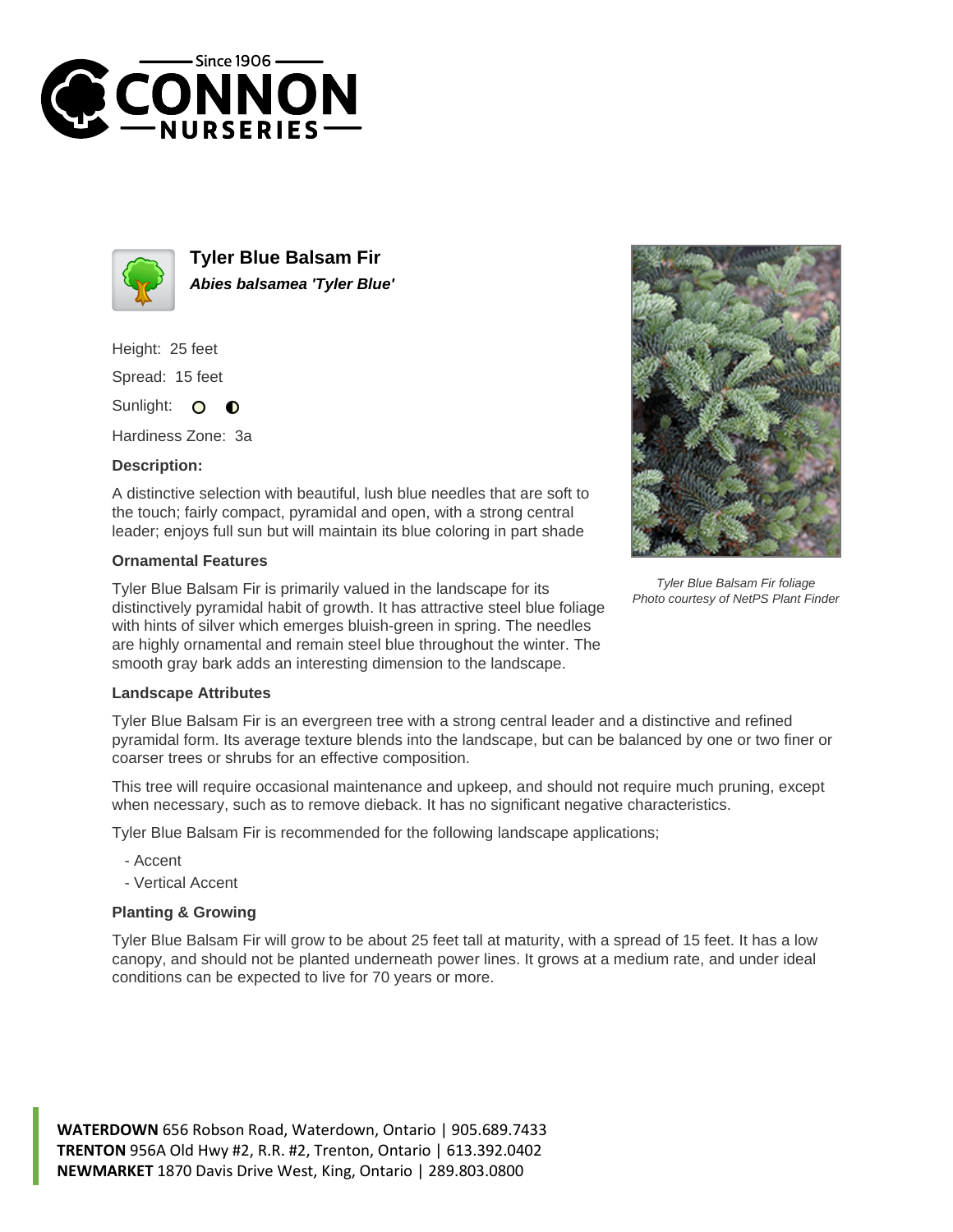# Tyler Blue Balsam Fir

***Abies balsamea 'Tyler Blue'***

Height: 25 feet

Spread: 15 feet

Sunlight:

Hardiness Zone: 3a

### Description:

A distinctive selection with beautiful, lush blue needles that are soft to the touch; fairly compact, pyramidal and open, with a strong central leader; enjoys full sun but will maintain its blue coloring in part shade

### Ornamental Features

Tyler Blue Balsam Fir is primarily valued in the landscape for its distinctively pyramidal habit of growth. It has attractive steel blue foliage with hints of silver which emerges bluish-green in spring. The needles are highly ornamental and remain steel blue throughout the winter. The smooth gray bark adds an interesting dimension to the landscape.

*Tyler Blue Balsam Fir foliage*
*Photo courtesy of NetPS Plant Finder*

### Landscape Attributes

Tyler Blue Balsam Fir is an evergreen tree with a strong central leader and a distinctive and refined pyramidal form. Its average texture blends into the landscape, but can be balanced by one or two finer or coarser trees or shrubs for an effective composition.

This tree will require occasional maintenance and upkeep, and should not require much pruning, except when necessary, such as to remove dieback. It has no significant negative characteristics.

Tyler Blue Balsam Fir is recommended for the following landscape applications;

- Accent
- Vertical Accent

### Planting & Growing

Tyler Blue Balsam Fir will grow to be about 25 feet tall at maturity, with a spread of 15 feet. It has a low canopy, and should not be planted underneath power lines. It grows at a medium rate, and under ideal conditions can be expected to live for 70 years or more.

**WATERDOWN** 656 Robson Road, Waterdown, Ontario | 905.689.7433
**TRENTON** 956A Old Hwy #2, R.R. #2, Trenton, Ontario | 613.392.0402
**NEWMARKET** 1870 Davis Drive West, King, Ontario | 289.803.0800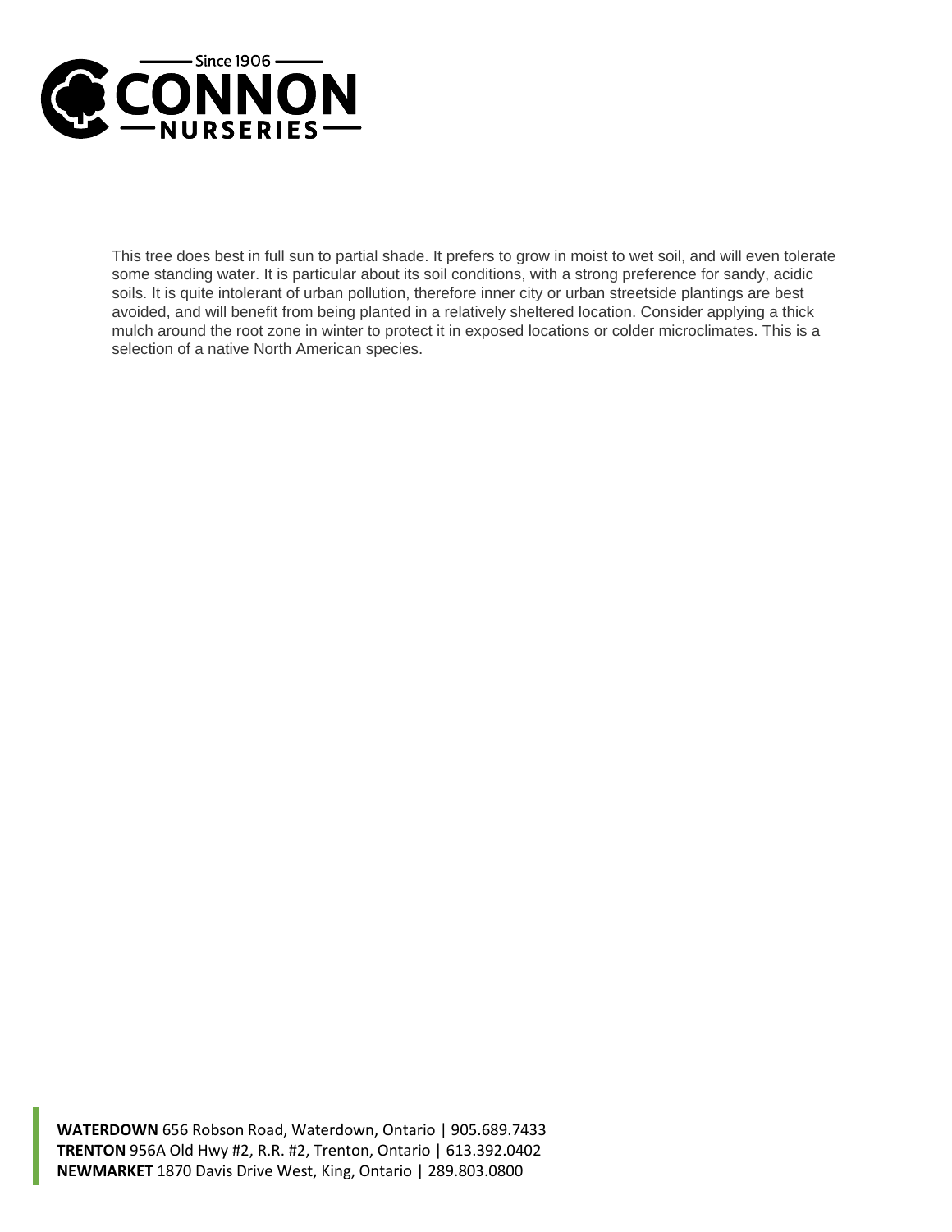This tree does best in full sun to partial shade. It prefers to grow in moist to wet soil, and will even tolerate some standing water. It is particular about its soil conditions, with a strong preference for sandy, acidic soils. It is quite intolerant of urban pollution, therefore inner city or urban streetside plantings are best avoided, and will benefit from being planted in a relatively sheltered location. Consider applying a thick mulch around the root zone in winter to protect it in exposed locations or colder microclimates. This is a selection of a native North American species.